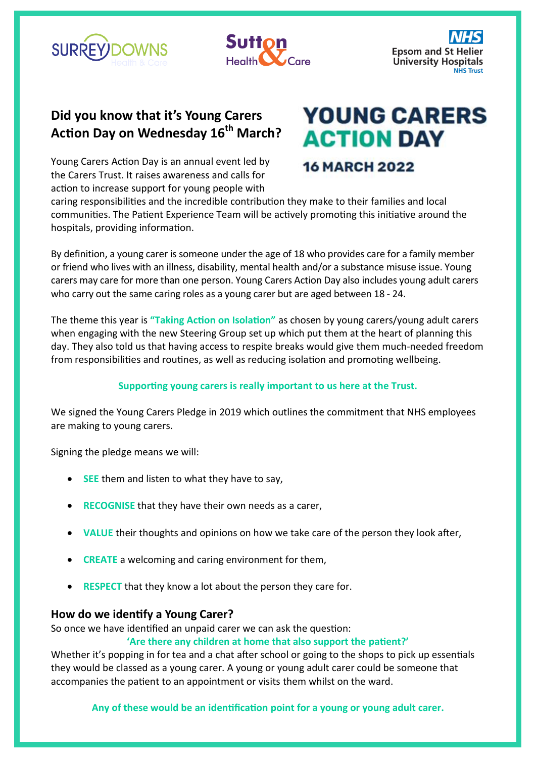## Did you know that it's Young Carers Action Day on Wednesday 16th March?

**YOUNG CARERS ACTION DAY**

**16 MARCH 2022**

Young Carers Action Day is an annual event led by the Carers Trust. It raises awareness and calls for action to increase support for young people with caring responsibilities and the incredible contribution they make to their families and local communities. The Patient Experience Team will be actively promoting this initiative around the hospitals, providing information.

By definition, a young carer is someone under the age of 18 who provides care for a family member or friend who lives with an illness, disability, mental health and/or a substance misuse issue. Young carers may care for more than one person. Young Carers Action Day also includes young adult carers who carry out the same caring roles as a young carer but are aged between 18 - 24.

The theme this year is **"Taking Action on Isolation"** as chosen by young carers/young adult carers when engaging with the new Steering Group set up which put them at the heart of planning this day. They also told us that having access to respite breaks would give them much-needed freedom from responsibilities and routines, as well as reducing isolation and promoting wellbeing.

**Supporting young carers is really important to us here at the Trust.**

We signed the Young Carers Pledge in 2019 which outlines the commitment that NHS employees are making to young carers.

Signing the pledge means we will:

- **SEE** them and listen to what they have to say,
- **RECOGNISE** that they have their own needs as a carer,
- **VALUE** their thoughts and opinions on how we take care of the person they look after,
- **CREATE** a welcoming and caring environment for them,
- **RESPECT** that they know a lot about the person they care for.

### How do we identify a Young Carer?

So once we have identified an unpaid carer we can ask the question:

**'Are there any children at home that also support the patient?'**

Whether it's popping in for tea and a chat after school or going to the shops to pick up essentials they would be classed as a young carer. A young or young adult carer could be someone that accompanies the patient to an appointment or visits them whilst on the ward.

**Any of these would be an identification point for a young or young adult carer.**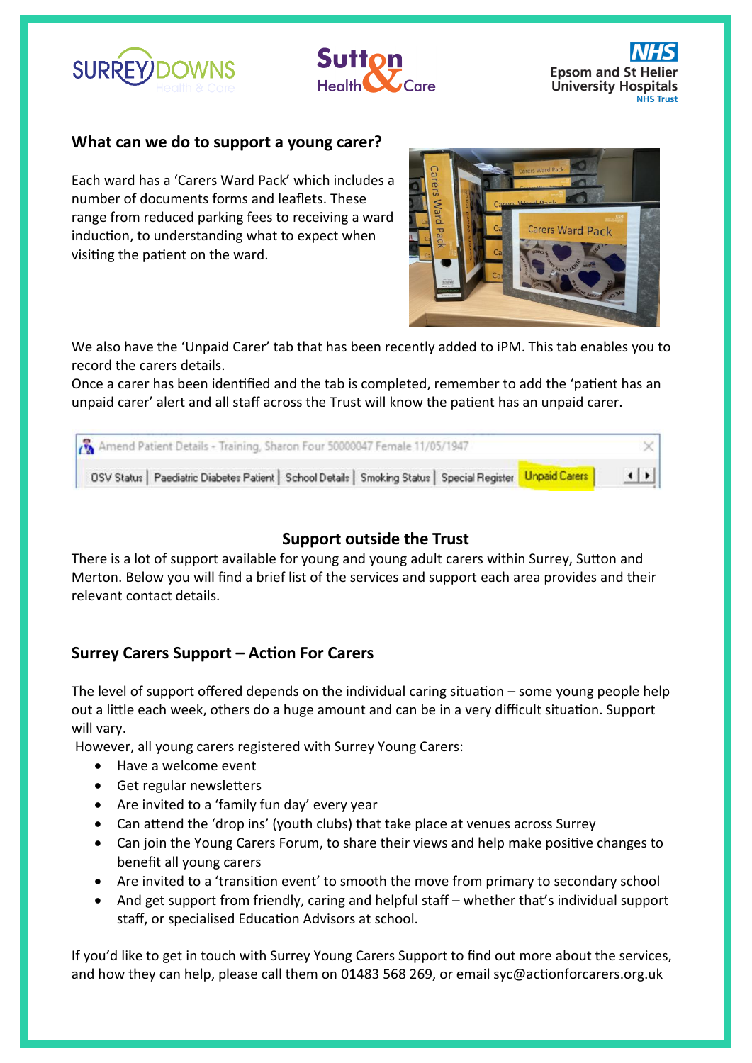## What can we do to support a young carer?

Each ward has a 'Carers Ward Pack' which includes a number of documents forms and leaflets. These range from reduced parking fees to receiving a ward induction, to understanding what to expect when visiting the patient on the ward.

We also have the 'Unpaid Carer' tab that has been recently added to iPM. This tab enables you to record the carers details.
Once a carer has been identified and the tab is completed, remember to add the 'patient has an unpaid carer' alert and all staff across the Trust will know the patient has an unpaid carer.

## Support outside the Trust

There is a lot of support available for young and young adult carers within Surrey, Sutton and Merton. Below you will find a brief list of the services and support each area provides and their relevant contact details.

## Surrey Carers Support – Action For Carers

The level of support offered depends on the individual caring situation – some young people help out a little each week, others do a huge amount and can be in a very difficult situation. Support will vary.
However, all young carers registered with Surrey Young Carers:

- Have a welcome event
- Get regular newsletters
- Are invited to a 'family fun day' every year
- Can attend the 'drop ins' (youth clubs) that take place at venues across Surrey
- Can join the Young Carers Forum, to share their views and help make positive changes to benefit all young carers
- Are invited to a 'transition event' to smooth the move from primary to secondary school
- And get support from friendly, caring and helpful staff – whether that's individual support staff, or specialised Education Advisors at school.

If you'd like to get in touch with Surrey Young Carers Support to find out more about the services, and how they can help, please call them on 01483 568 269, or email syc@actionforcarers.org.uk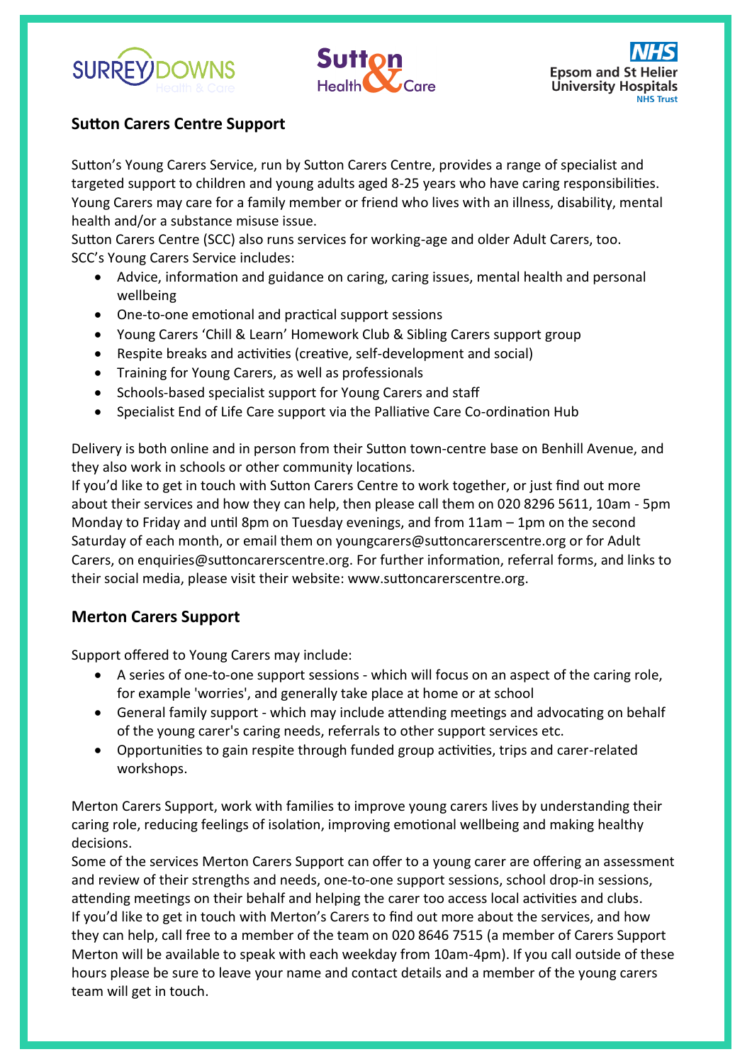## Sutton Carers Centre Support

Sutton's Young Carers Service, run by Sutton Carers Centre, provides a range of specialist and targeted support to children and young adults aged 8-25 years who have caring responsibilities. Young Carers may care for a family member or friend who lives with an illness, disability, mental health and/or a substance misuse issue.
Sutton Carers Centre (SCC) also runs services for working-age and older Adult Carers, too.
SCC's Young Carers Service includes:

- Advice, information and guidance on caring, caring issues, mental health and personal wellbeing
- One-to-one emotional and practical support sessions
- Young Carers 'Chill & Learn' Homework Club & Sibling Carers support group
- Respite breaks and activities (creative, self-development and social)
- Training for Young Carers, as well as professionals
- Schools-based specialist support for Young Carers and staff
- Specialist End of Life Care support via the Palliative Care Co-ordination Hub

Delivery is both online and in person from their Sutton town-centre base on Benhill Avenue, and they also work in schools or other community locations.
If you'd like to get in touch with Sutton Carers Centre to work together, or just find out more about their services and how they can help, then please call them on 020 8296 5611, 10am - 5pm Monday to Friday and until 8pm on Tuesday evenings, and from 11am – 1pm on the second Saturday of each month, or email them on youngcarers@suttoncarerscentre.org or for Adult Carers, on enquiries@suttoncarerscentre.org. For further information, referral forms, and links to their social media, please visit their website: www.suttoncarerscentre.org.

## Merton Carers Support

Support offered to Young Carers may include:

- A series of one-to-one support sessions - which will focus on an aspect of the caring role, for example 'worries', and generally take place at home or at school
- General family support - which may include attending meetings and advocating on behalf of the young carer's caring needs, referrals to other support services etc.
- Opportunities to gain respite through funded group activities, trips and carer-related workshops.

Merton Carers Support, work with families to improve young carers lives by understanding their caring role, reducing feelings of isolation, improving emotional wellbeing and making healthy decisions.
Some of the services Merton Carers Support can offer to a young carer are offering an assessment and review of their strengths and needs, one-to-one support sessions, school drop-in sessions, attending meetings on their behalf and helping the carer too access local activities and clubs.
If you'd like to get in touch with Merton's Carers to find out more about the services, and how they can help, call free to a member of the team on 020 8646 7515 (a member of Carers Support Merton will be available to speak with each weekday from 10am-4pm). If you call outside of these hours please be sure to leave your name and contact details and a member of the young carers team will get in touch.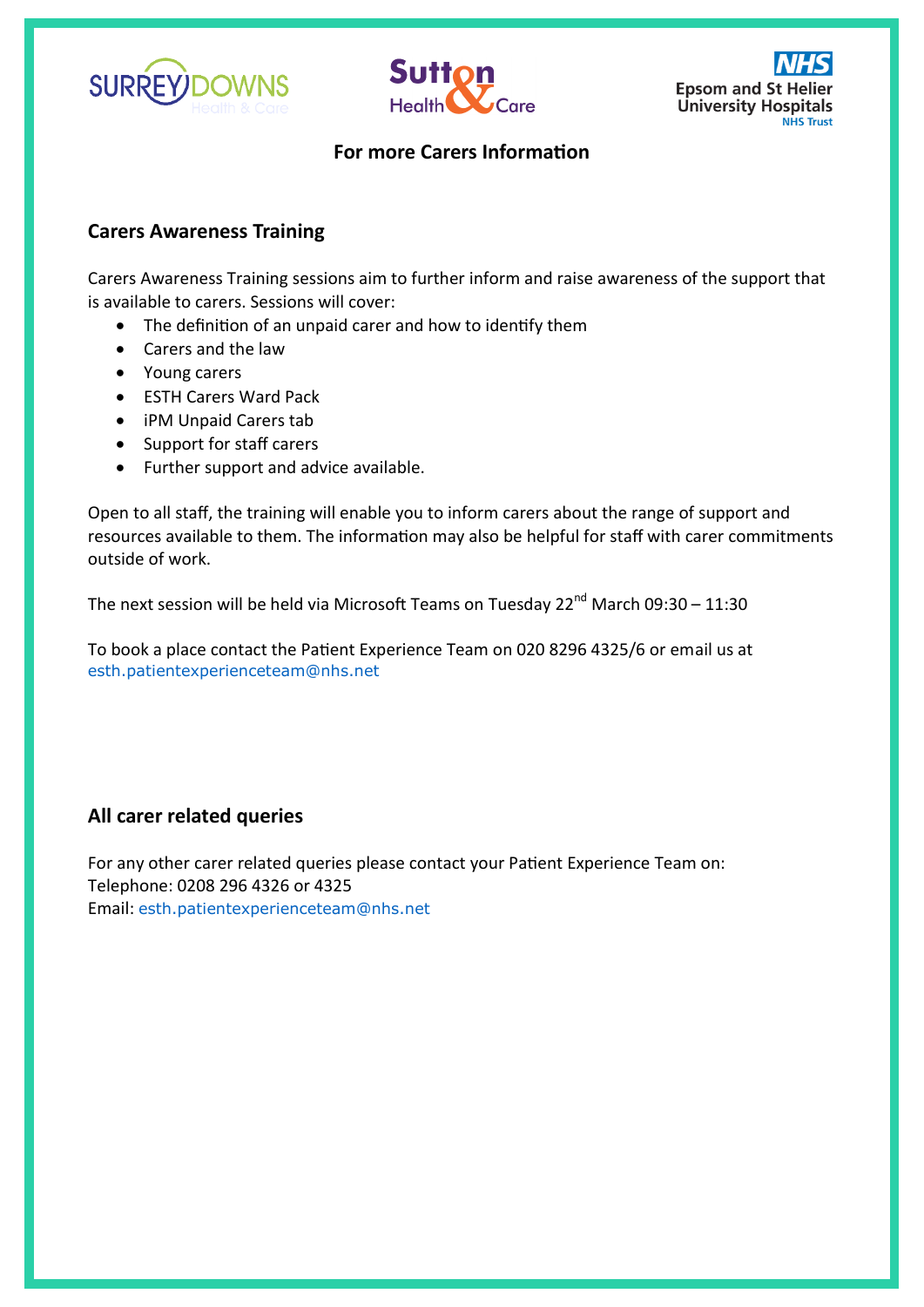**For more Carers Information**

## Carers Awareness Training

Carers Awareness Training sessions aim to further inform and raise awareness of the support that is available to carers. Sessions will cover:

- The definition of an unpaid carer and how to identify them
- Carers and the law
- Young carers
- ESTH Carers Ward Pack
- iPM Unpaid Carers tab
- Support for staff carers
- Further support and advice available.

Open to all staff, the training will enable you to inform carers about the range of support and resources available to them. The information may also be helpful for staff with carer commitments outside of work.

The next session will be held via Microsoft Teams on Tuesday 22nd March 09:30 – 11:30

To book a place contact the Patient Experience Team on 020 8296 4325/6 or email us at esth.patientexperienceteam@nhs.net

## All carer related queries

For any other carer related queries please contact your Patient Experience Team on:
Telephone: 0208 296 4326 or 4325
Email: esth.patientexperienceteam@nhs.net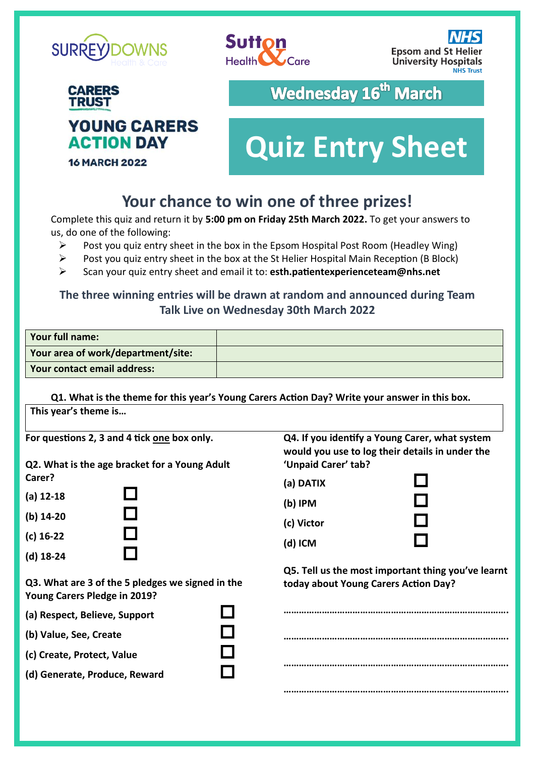SURREY DOWNS Health & Care

Sutton Health & Care

NHS Epsom and St Helier University Hospitals NHS Trust

CARERS TRUST

**YOUNG CARERS ACTION DAY**

**16 MARCH 2022**

**Wednesday 16th March**

# Quiz Entry Sheet

## Your chance to win one of three prizes!

Complete this quiz and return it by **5:00 pm on Friday 25th March 2022.** To get your answers to us, do one of the following:

- Post you quiz entry sheet in the box in the Epsom Hospital Post Room (Headley Wing)
- Post you quiz entry sheet in the box at the St Helier Hospital Main Reception (B Block)
- Scan your quiz entry sheet and email it to: **esth.patientexperienceteam@nhs.net**

**The three winning entries will be drawn at random and announced during Team Talk Live on Wednesday 30th March 2022**

| | |
|---|---|
| **Your full name:** | |
| **Your area of work/department/site:** | |
| **Your contact email address:** | |

**Q1. What is the theme for this year's Young Carers Action Day? Write your answer in this box.**

| |
|---|
| **This year's theme is…** |

**For questions 2, 3 and 4 tick one box only.**

**Q2. What is the age bracket for a Young Adult Carer?**

- **(a) 12-18** ☐
- **(b) 14-20** ☐
- **(c) 16-22** ☐
- **(d) 18-24** ☐

**Q3. What are 3 of the 5 pledges we signed in the Young Carers Pledge in 2019?**

- **(a) Respect, Believe, Support** ☐
- **(b) Value, See, Create** ☐
- **(c) Create, Protect, Value** ☐
- **(d) Generate, Produce, Reward** ☐

**Q4. If you identify a Young Carer, what system would you use to log their details in under the 'Unpaid Carer' tab?**

- **(a) DATIX** ☐
- **(b) IPM** ☐
- **(c) Victor** ☐
- **(d) ICM** ☐

**Q5. Tell us the most important thing you've learnt today about Young Carers Action Day?**

…………………………………………………………………………

…………………………………………………………………………

…………………………………………………………………………

…………………………………………………………………………